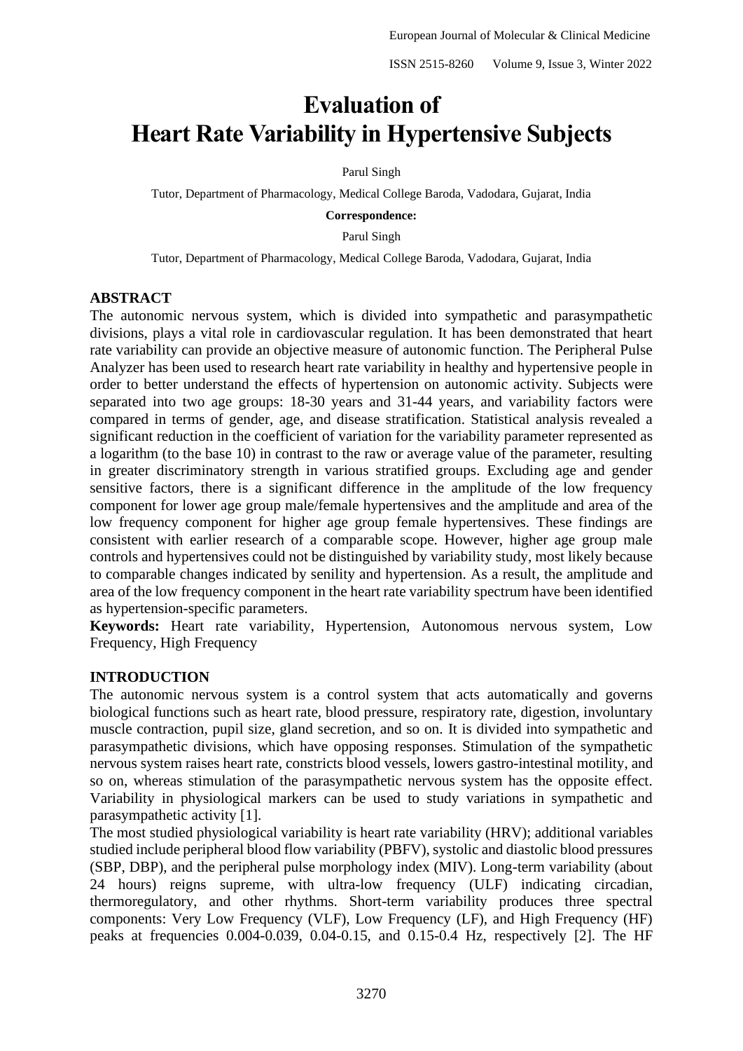# Evaluation of Heart Rate Variability in Hypertensive Subjects

Parul Singh

Tutor, Department of Pharmacology, Medical College Baroda, Vadodara, Gujarat, India

**Correspondence:**

Parul Singh

Tutor, Department of Pharmacology, Medical College Baroda, Vadodara, Gujarat, India

## ABSTRACT

The autonomic nervous system, which is divided into sympathetic and parasympathetic divisions, plays a vital role in cardiovascular regulation. It has been demonstrated that heart rate variability can provide an objective measure of autonomic function. The Peripheral Pulse Analyzer has been used to research heart rate variability in healthy and hypertensive people in order to better understand the effects of hypertension on autonomic activity. Subjects were separated into two age groups: 18-30 years and 31-44 years, and variability factors were compared in terms of gender, age, and disease stratification. Statistical analysis revealed a significant reduction in the coefficient of variation for the variability parameter represented as a logarithm (to the base 10) in contrast to the raw or average value of the parameter, resulting in greater discriminatory strength in various stratified groups. Excluding age and gender sensitive factors, there is a significant difference in the amplitude of the low frequency component for lower age group male/female hypertensives and the amplitude and area of the low frequency component for higher age group female hypertensives. These findings are consistent with earlier research of a comparable scope. However, higher age group male controls and hypertensives could not be distinguished by variability study, most likely because to comparable changes indicated by senility and hypertension. As a result, the amplitude and area of the low frequency component in the heart rate variability spectrum have been identified as hypertension-specific parameters.

**Keywords:** Heart rate variability, Hypertension, Autonomous nervous system, Low Frequency, High Frequency

## INTRODUCTION

The autonomic nervous system is a control system that acts automatically and governs biological functions such as heart rate, blood pressure, respiratory rate, digestion, involuntary muscle contraction, pupil size, gland secretion, and so on. It is divided into sympathetic and parasympathetic divisions, which have opposing responses. Stimulation of the sympathetic nervous system raises heart rate, constricts blood vessels, lowers gastro-intestinal motility, and so on, whereas stimulation of the parasympathetic nervous system has the opposite effect. Variability in physiological markers can be used to study variations in sympathetic and parasympathetic activity [1].

The most studied physiological variability is heart rate variability (HRV); additional variables studied include peripheral blood flow variability (PBFV), systolic and diastolic blood pressures (SBP, DBP), and the peripheral pulse morphology index (MIV). Long-term variability (about 24 hours) reigns supreme, with ultra-low frequency (ULF) indicating circadian, thermoregulatory, and other rhythms. Short-term variability produces three spectral components: Very Low Frequency (VLF), Low Frequency (LF), and High Frequency (HF) peaks at frequencies 0.004-0.039, 0.04-0.15, and 0.15-0.4 Hz, respectively [2]. The HF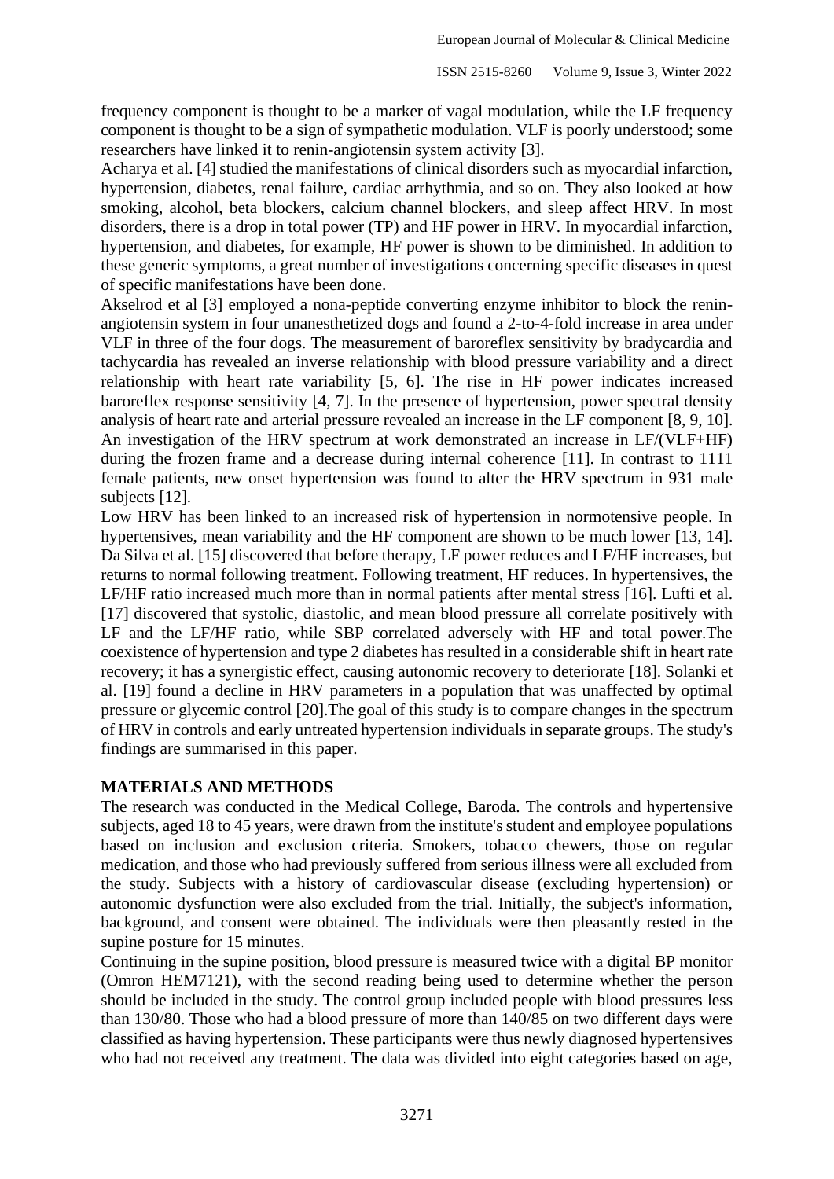frequency component is thought to be a marker of vagal modulation, while the LF frequency component is thought to be a sign of sympathetic modulation. VLF is poorly understood; some researchers have linked it to renin-angiotensin system activity [3].

Acharya et al. [4] studied the manifestations of clinical disorders such as myocardial infarction, hypertension, diabetes, renal failure, cardiac arrhythmia, and so on. They also looked at how smoking, alcohol, beta blockers, calcium channel blockers, and sleep affect HRV. In most disorders, there is a drop in total power (TP) and HF power in HRV. In myocardial infarction, hypertension, and diabetes, for example, HF power is shown to be diminished. In addition to these generic symptoms, a great number of investigations concerning specific diseases in quest of specific manifestations have been done.

Akselrod et al [3] employed a nona-peptide converting enzyme inhibitor to block the renin-angiotensin system in four unanesthetized dogs and found a 2-to-4-fold increase in area under VLF in three of the four dogs. The measurement of baroreflex sensitivity by bradycardia and tachycardia has revealed an inverse relationship with blood pressure variability and a direct relationship with heart rate variability [5, 6]. The rise in HF power indicates increased baroreflex response sensitivity [4, 7]. In the presence of hypertension, power spectral density analysis of heart rate and arterial pressure revealed an increase in the LF component [8, 9, 10]. An investigation of the HRV spectrum at work demonstrated an increase in LF/(VLF+HF) during the frozen frame and a decrease during internal coherence [11]. In contrast to 1111 female patients, new onset hypertension was found to alter the HRV spectrum in 931 male subjects [12].

Low HRV has been linked to an increased risk of hypertension in normotensive people. In hypertensives, mean variability and the HF component are shown to be much lower [13, 14]. Da Silva et al. [15] discovered that before therapy, LF power reduces and LF/HF increases, but returns to normal following treatment. Following treatment, HF reduces. In hypertensives, the LF/HF ratio increased much more than in normal patients after mental stress [16]. Lufti et al. [17] discovered that systolic, diastolic, and mean blood pressure all correlate positively with LF and the LF/HF ratio, while SBP correlated adversely with HF and total power.The coexistence of hypertension and type 2 diabetes has resulted in a considerable shift in heart rate recovery; it has a synergistic effect, causing autonomic recovery to deteriorate [18]. Solanki et al. [19] found a decline in HRV parameters in a population that was unaffected by optimal pressure or glycemic control [20].The goal of this study is to compare changes in the spectrum of HRV in controls and early untreated hypertension individuals in separate groups. The study's findings are summarised in this paper.

## MATERIALS AND METHODS

The research was conducted in the Medical College, Baroda. The controls and hypertensive subjects, aged 18 to 45 years, were drawn from the institute's student and employee populations based on inclusion and exclusion criteria. Smokers, tobacco chewers, those on regular medication, and those who had previously suffered from serious illness were all excluded from the study. Subjects with a history of cardiovascular disease (excluding hypertension) or autonomic dysfunction were also excluded from the trial. Initially, the subject's information, background, and consent were obtained. The individuals were then pleasantly rested in the supine posture for 15 minutes.

Continuing in the supine position, blood pressure is measured twice with a digital BP monitor (Omron HEM7121), with the second reading being used to determine whether the person should be included in the study. The control group included people with blood pressures less than 130/80. Those who had a blood pressure of more than 140/85 on two different days were classified as having hypertension. These participants were thus newly diagnosed hypertensives who had not received any treatment. The data was divided into eight categories based on age,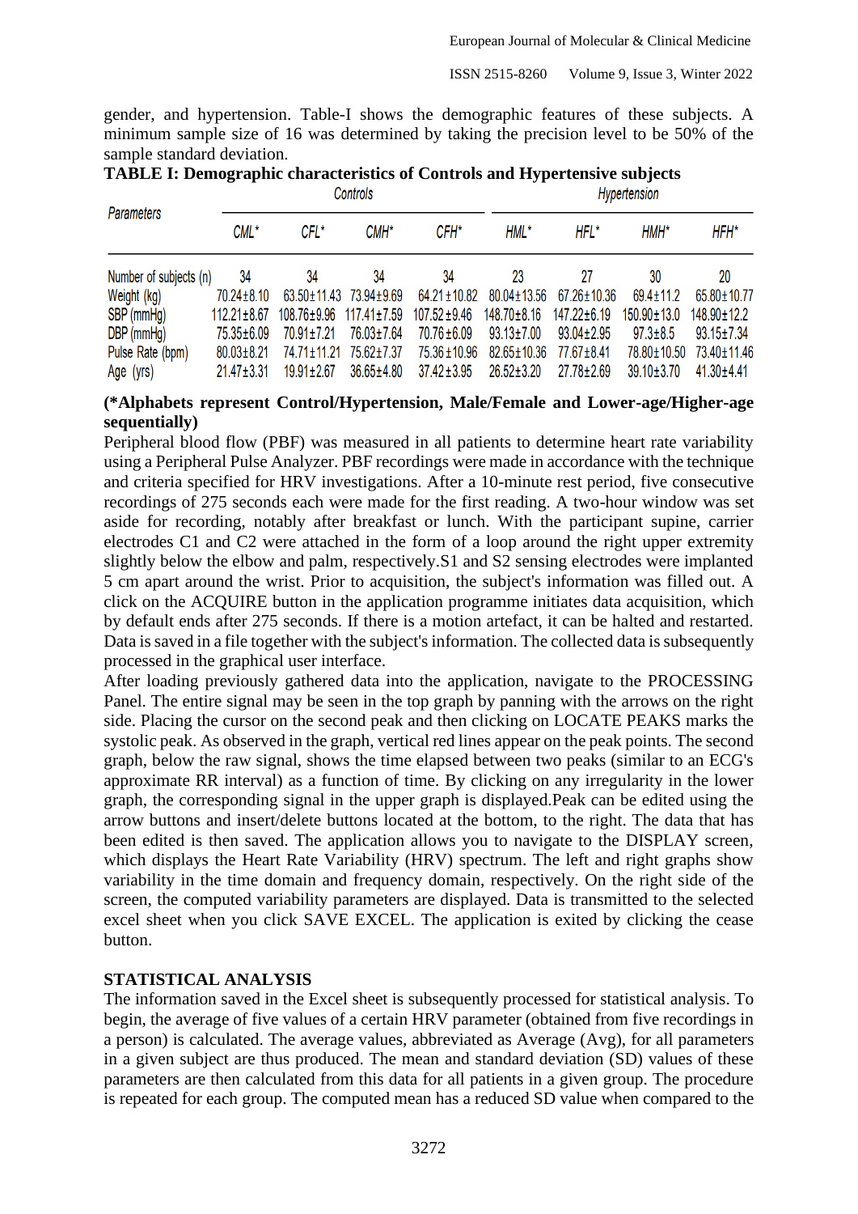gender, and hypertension. Table-I shows the demographic features of these subjects. A minimum sample size of 16 was determined by taking the precision level to be 50% of the sample standard deviation.

**TABLE I: Demographic characteristics of Controls and Hypertensive subjects**

| Parameters | Controls | | | | Hypertension | | | |
|---|---|---|---|---|---|---|---|---|
| | CML* | CFL* | CMH* | CFH* | HML* | HFL* | HMH* | HFH* |
| Number of subjects (n) | 34 | 34 | 34 | 34 | 23 | 27 | 30 | 20 |
| Weight (kg) | 70.24±8.10 | 63.50±11.43 | 73.94±9.69 | 64.21±10.82 | 80.04±13.56 | 67.26±10.36 | 69.4±11.2 | 65.80±10.77 |
| SBP (mmHg) | 112.21±8.67 | 108.76±9.96 | 117.41±7.59 | 107.52±9.46 | 148.70±8.16 | 147.22±6.19 | 150.90±13.0 | 148.90±12.2 |
| DBP (mmHg) | 75.35±6.09 | 70.91±7.21 | 76.03±7.64 | 70.76±6.09 | 93.13±7.00 | 93.04±2.95 | 97.3±8.5 | 93.15±7.34 |
| Pulse Rate (bpm) | 80.03±8.21 | 74.71±11.21 | 75.62±7.37 | 75.36±10.96 | 82.65±10.36 | 77.67±8.41 | 78.80±10.50 | 73.40±11.46 |
| Age (yrs) | 21.47±3.31 | 19.91±2.67 | 36.65±4.80 | 37.42±3.95 | 26.52±3.20 | 27.78±2.69 | 39.10±3.70 | 41.30±4.41 |

**(*Alphabets represent Control/Hypertension, Male/Female and Lower-age/Higher-age sequentially)**

Peripheral blood flow (PBF) was measured in all patients to determine heart rate variability using a Peripheral Pulse Analyzer. PBF recordings were made in accordance with the technique and criteria specified for HRV investigations. After a 10-minute rest period, five consecutive recordings of 275 seconds each were made for the first reading. A two-hour window was set aside for recording, notably after breakfast or lunch. With the participant supine, carrier electrodes C1 and C2 were attached in the form of a loop around the right upper extremity slightly below the elbow and palm, respectively.S1 and S2 sensing electrodes were implanted 5 cm apart around the wrist. Prior to acquisition, the subject's information was filled out. A click on the ACQUIRE button in the application programme initiates data acquisition, which by default ends after 275 seconds. If there is a motion artefact, it can be halted and restarted. Data is saved in a file together with the subject's information. The collected data is subsequently processed in the graphical user interface.

After loading previously gathered data into the application, navigate to the PROCESSING Panel. The entire signal may be seen in the top graph by panning with the arrows on the right side. Placing the cursor on the second peak and then clicking on LOCATE PEAKS marks the systolic peak. As observed in the graph, vertical red lines appear on the peak points. The second graph, below the raw signal, shows the time elapsed between two peaks (similar to an ECG's approximate RR interval) as a function of time. By clicking on any irregularity in the lower graph, the corresponding signal in the upper graph is displayed.Peak can be edited using the arrow buttons and insert/delete buttons located at the bottom, to the right. The data that has been edited is then saved. The application allows you to navigate to the DISPLAY screen, which displays the Heart Rate Variability (HRV) spectrum. The left and right graphs show variability in the time domain and frequency domain, respectively. On the right side of the screen, the computed variability parameters are displayed. Data is transmitted to the selected excel sheet when you click SAVE EXCEL. The application is exited by clicking the cease button.

## STATISTICAL ANALYSIS

The information saved in the Excel sheet is subsequently processed for statistical analysis. To begin, the average of five values of a certain HRV parameter (obtained from five recordings in a person) is calculated. The average values, abbreviated as Average (Avg), for all parameters in a given subject are thus produced. The mean and standard deviation (SD) values of these parameters are then calculated from this data for all patients in a given group. The procedure is repeated for each group. The computed mean has a reduced SD value when compared to the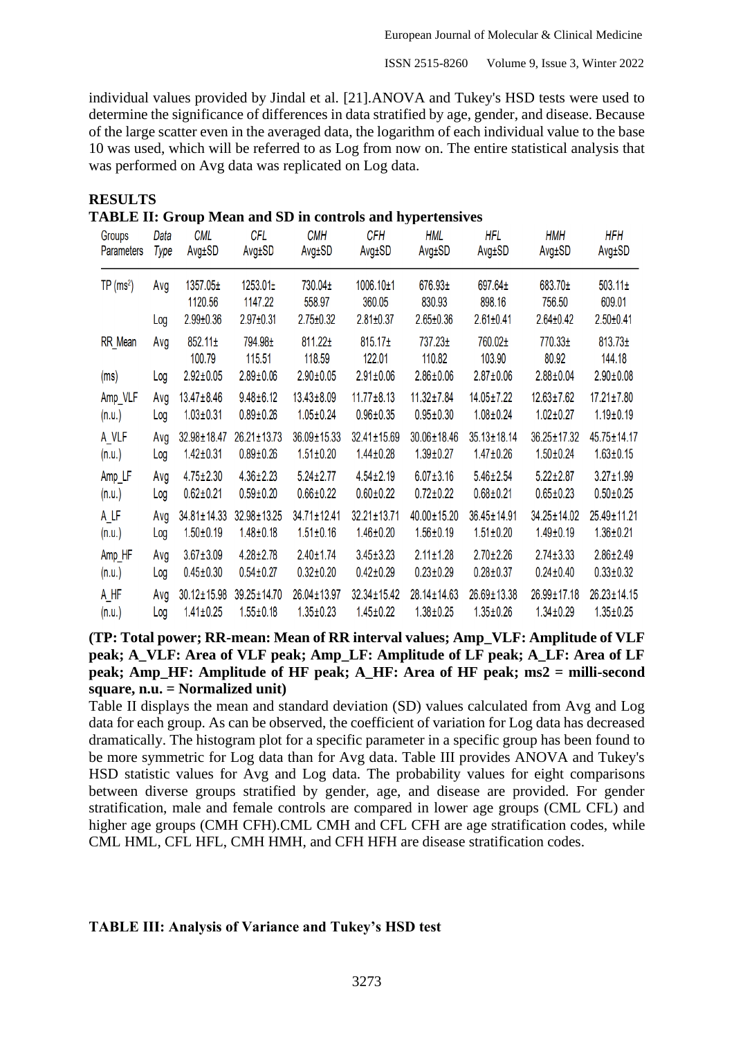individual values provided by Jindal et al. [21].ANOVA and Tukey's HSD tests were used to determine the significance of differences in data stratified by age, gender, and disease. Because of the large scatter even in the averaged data, the logarithm of each individual value to the base 10 was used, which will be referred to as Log from now on. The entire statistical analysis that was performed on Avg data was replicated on Log data.

## RESULTS

**TABLE II: Group Mean and SD in controls and hypertensives**

| Groups Parameters | Data Type | CML Avg±SD | CFL Avg±SD | CMH Avg±SD | CFH Avg±SD | HML Avg±SD | HFL Avg±SD | HMH Avg±SD | HFH Avg±SD |
|---|---|---|---|---|---|---|---|---|---|
| TP (ms$^2$) | Avg | 1357.05±1120.56 | 1253.01±1147.22 | 730.04±558.97 | 1006.10±1360.05 | 676.93±830.93 | 697.64±898.16 | 683.70±756.50 | 503.11±609.01 |
| | Log | 2.99±0.36 | 2.97±0.31 | 2.75±0.32 | 2.81±0.37 | 2.65±0.36 | 2.61±0.41 | 2.64±0.42 | 2.50±0.41 |
| RR_Mean | Avg | 852.11±100.79 | 794.98±115.51 | 811.22±118.59 | 815.17±122.01 | 737.23±110.82 | 760.02±103.90 | 770.33±80.92 | 813.73±144.18 |
| (ms) | Log | 2.92±0.05 | 2.89±0.06 | 2.90±0.05 | 2.91±0.06 | 2.86±0.06 | 2.87±0.06 | 2.88±0.04 | 2.90±0.08 |
| Amp_VLF | Avg | 13.47±8.46 | 9.48±6.12 | 13.43±8.09 | 11.77±8.13 | 11.32±7.84 | 14.05±7.22 | 12.63±7.62 | 17.21±7.80 |
| (n.u.) | Log | 1.03±0.31 | 0.89±0.26 | 1.05±0.24 | 0.96±0.35 | 0.95±0.30 | 1.08±0.24 | 1.02±0.27 | 1.19±0.19 |
| A_VLF | Avg | 32.98±18.47 | 26.21±13.73 | 36.09±15.33 | 32.41±15.69 | 30.06±18.46 | 35.13±18.14 | 36.25±17.32 | 45.75±14.17 |
| (n.u.) | Log | 1.42±0.31 | 0.89±0.26 | 1.51±0.20 | 1.44±0.28 | 1.39±0.27 | 1.47±0.26 | 1.50±0.24 | 1.63±0.15 |
| Amp_LF | Avg | 4.75±2.30 | 4.36±2.23 | 5.24±2.77 | 4.54±2.19 | 6.07±3.16 | 5.46±2.54 | 5.22±2.87 | 3.27±1.99 |
| (n.u.) | Log | 0.62±0.21 | 0.59±0.20 | 0.66±0.22 | 0.60±0.22 | 0.72±0.22 | 0.68±0.21 | 0.65±0.23 | 0.50±0.25 |
| A_LF | Avg | 34.81±14.33 | 32.98±13.25 | 34.71±12.41 | 32.21±13.71 | 40.00±15.20 | 36.45±14.91 | 34.25±14.02 | 25.49±11.21 |
| (n.u.) | Log | 1.50±0.19 | 1.48±0.18 | 1.51±0.16 | 1.46±0.20 | 1.56±0.19 | 1.51±0.20 | 1.49±0.19 | 1.36±0.21 |
| Amp_HF | Avg | 3.67±3.09 | 4.28±2.78 | 2.40±1.74 | 3.45±3.23 | 2.11±1.28 | 2.70±2.26 | 2.74±3.33 | 2.86±2.49 |
| (n.u.) | Log | 0.45±0.30 | 0.54±0.27 | 0.32±0.20 | 0.42±0.29 | 0.23±0.29 | 0.28±0.37 | 0.24±0.40 | 0.33±0.32 |
| A_HF | Avg | 30.12±15.98 | 39.25±14.70 | 26.04±13.97 | 32.34±15.42 | 28.14±14.63 | 26.69±13.38 | 26.99±17.18 | 26.23±14.15 |
| (n.u.) | Log | 1.41±0.25 | 1.55±0.18 | 1.35±0.23 | 1.45±0.22 | 1.38±0.25 | 1.35±0.26 | 1.34±0.29 | 1.35±0.25 |

**(TP: Total power; RR-mean: Mean of RR interval values; Amp_VLF: Amplitude of VLF peak; A_VLF: Area of VLF peak; Amp_LF: Amplitude of LF peak; A_LF: Area of LF peak; Amp_HF: Amplitude of HF peak; A_HF: Area of HF peak; ms2 = milli-second square, n.u. = Normalized unit)**

Table II displays the mean and standard deviation (SD) values calculated from Avg and Log data for each group. As can be observed, the coefficient of variation for Log data has decreased dramatically. The histogram plot for a specific parameter in a specific group has been found to be more symmetric for Log data than for Avg data. Table III provides ANOVA and Tukey's HSD statistic values for Avg and Log data. The probability values for eight comparisons between diverse groups stratified by gender, age, and disease are provided. For gender stratification, male and female controls are compared in lower age groups (CML CFL) and higher age groups (CMH CFH).CML CMH and CFL CFH are age stratification codes, while CML HML, CFL HFL, CMH HMH, and CFH HFH are disease stratification codes.

**TABLE III: Analysis of Variance and Tukey's HSD test**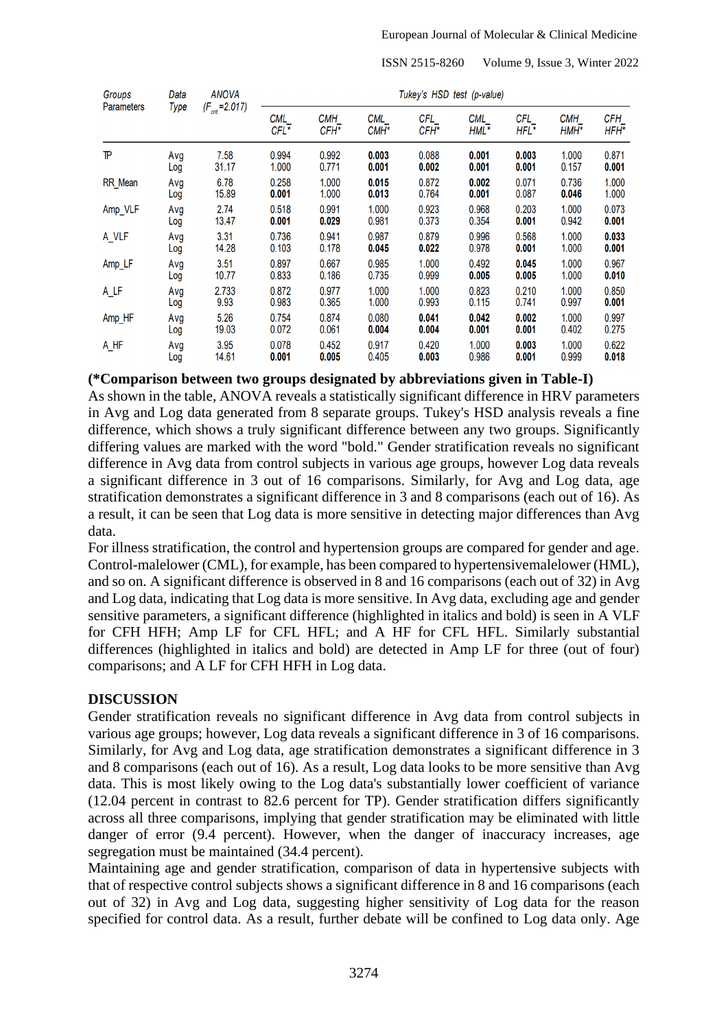| Groups Parameters | Data Type | ANOVA ($F_{crit}$=2.017) | Tukey's HSD test (p-value) | | | | | | | |
|---|---|---|---|---|---|---|---|---|---|---|
| | | | CML_ CFL* | CMH_ CFH* | CML_ CMH* | CFL_ CFH* | CML_ HML* | CFL_ HFL* | CMH_ HMH* | CFH_ HFH* |
| TP | Avg | 7.58 | 0.994 | 0.992 | **0.003** | 0.088 | **0.001** | **0.003** | 1.000 | 0.871 |
| | Log | 31.17 | 1.000 | 0.771 | **0.001** | **0.002** | **0.001** | **0.001** | 0.157 | **0.001** |
| RR_Mean | Avg | 6.78 | 0.258 | 1.000 | **0.015** | 0.872 | **0.002** | 0.071 | 0.736 | 1.000 |
| | Log | 15.89 | **0.001** | 1.000 | **0.013** | 0.764 | **0.001** | 0.087 | **0.046** | 1.000 |
| Amp_VLF | Avg | 2.74 | 0.518 | 0.991 | 1.000 | 0.923 | 0.968 | 0.203 | 1.000 | 0.073 |
| | Log | 13.47 | **0.001** | **0.029** | 0.981 | 0.373 | 0.354 | **0.001** | 0.942 | **0.001** |
| A_VLF | Avg | 3.31 | 0.736 | 0.941 | 0.987 | 0.879 | 0.996 | 0.568 | 1.000 | **0.033** |
| | Log | 14.28 | 0.103 | 0.178 | **0.045** | **0.022** | 0.978 | **0.001** | 1.000 | **0.001** |
| Amp_LF | Avg | 3.51 | 0.897 | 0.667 | 0.985 | 1.000 | 0.492 | **0.045** | 1.000 | 0.967 |
| | Log | 10.77 | 0.833 | 0.186 | 0.735 | 0.999 | **0.005** | **0.005** | 1.000 | **0.010** |
| A_LF | Avg | 2.733 | 0.872 | 0.977 | 1.000 | 1.000 | 0.823 | 0.210 | 1.000 | 0.850 |
| | Log | 9.93 | 0.983 | 0.365 | 1.000 | 0.993 | 0.115 | 0.741 | 0.997 | **0.001** |
| Amp_HF | Avg | 5.26 | 0.754 | 0.874 | 0.080 | **0.041** | **0.042** | **0.002** | 1.000 | 0.997 |
| | Log | 19.03 | 0.072 | 0.061 | **0.004** | **0.004** | **0.001** | **0.001** | 0.402 | 0.275 |
| A_HF | Avg | 3.95 | 0.078 | 0.452 | 0.917 | 0.420 | 1.000 | **0.003** | 1.000 | 0.622 |
| | Log | 14.61 | **0.001** | **0.005** | 0.405 | **0.003** | 0.986 | **0.001** | 0.999 | **0.018** |

**(*Comparison between two groups designated by abbreviations given in Table-I)**

As shown in the table, ANOVA reveals a statistically significant difference in HRV parameters in Avg and Log data generated from 8 separate groups. Tukey's HSD analysis reveals a fine difference, which shows a truly significant difference between any two groups. Significantly differing values are marked with the word "bold." Gender stratification reveals no significant difference in Avg data from control subjects in various age groups, however Log data reveals a significant difference in 3 out of 16 comparisons. Similarly, for Avg and Log data, age stratification demonstrates a significant difference in 3 and 8 comparisons (each out of 16). As a result, it can be seen that Log data is more sensitive in detecting major differences than Avg data.

For illness stratification, the control and hypertension groups are compared for gender and age. Control-malelower (CML), for example, has been compared to hypertensivemalelower (HML), and so on. A significant difference is observed in 8 and 16 comparisons (each out of 32) in Avg and Log data, indicating that Log data is more sensitive. In Avg data, excluding age and gender sensitive parameters, a significant difference (highlighted in italics and bold) is seen in A VLF for CFH HFH; Amp LF for CFL HFL; and A HF for CFL HFL. Similarly substantial differences (highlighted in italics and bold) are detected in Amp LF for three (out of four) comparisons; and A LF for CFH HFH in Log data.

## DISCUSSION

Gender stratification reveals no significant difference in Avg data from control subjects in various age groups; however, Log data reveals a significant difference in 3 of 16 comparisons. Similarly, for Avg and Log data, age stratification demonstrates a significant difference in 3 and 8 comparisons (each out of 16). As a result, Log data looks to be more sensitive than Avg data. This is most likely owing to the Log data's substantially lower coefficient of variance (12.04 percent in contrast to 82.6 percent for TP). Gender stratification differs significantly across all three comparisons, implying that gender stratification may be eliminated with little danger of error (9.4 percent). However, when the danger of inaccuracy increases, age segregation must be maintained (34.4 percent).

Maintaining age and gender stratification, comparison of data in hypertensive subjects with that of respective control subjects shows a significant difference in 8 and 16 comparisons (each out of 32) in Avg and Log data, suggesting higher sensitivity of Log data for the reason specified for control data. As a result, further debate will be confined to Log data only. Age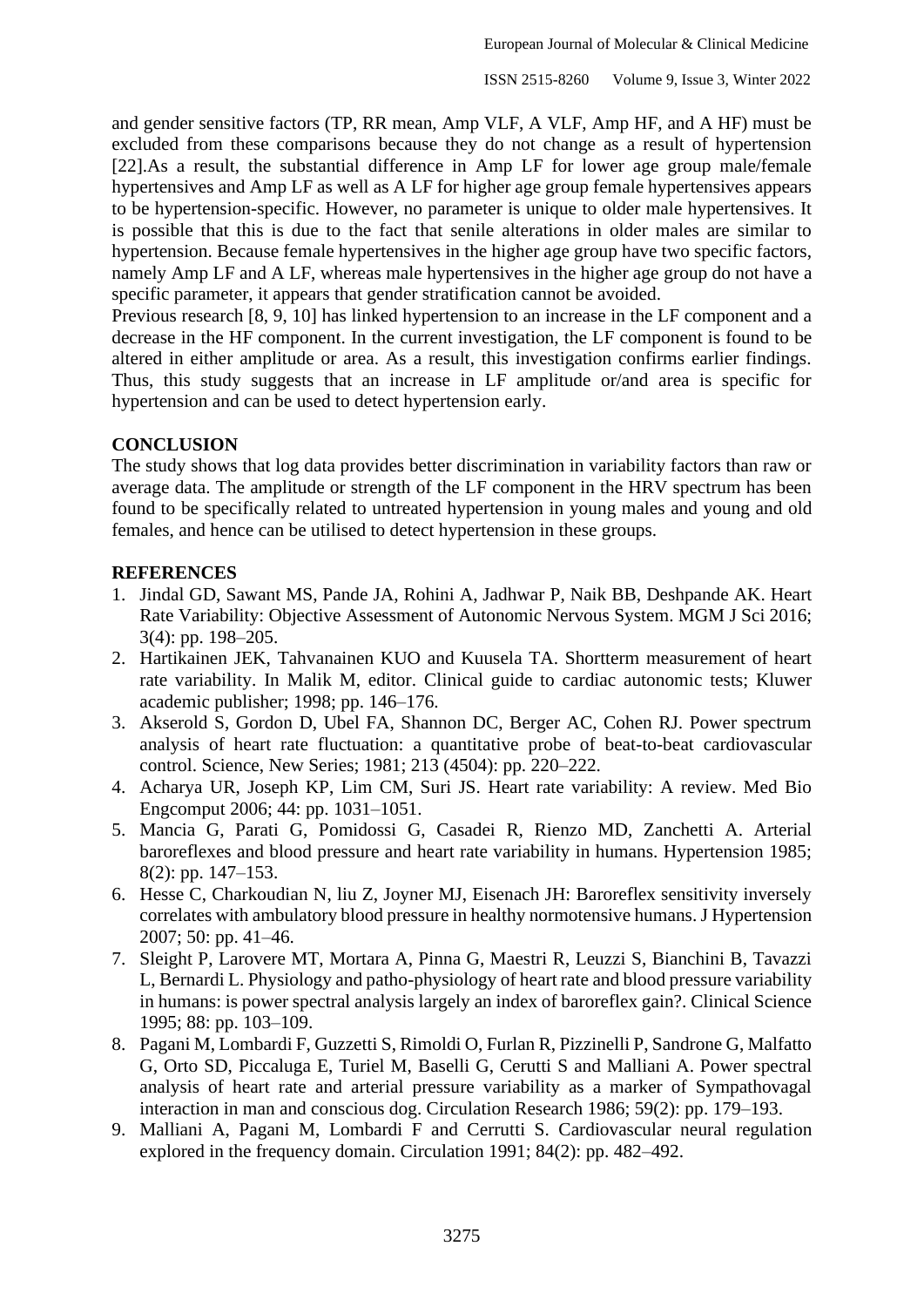and gender sensitive factors (TP, RR mean, Amp VLF, A VLF, Amp HF, and A HF) must be excluded from these comparisons because they do not change as a result of hypertension [22].As a result, the substantial difference in Amp LF for lower age group male/female hypertensives and Amp LF as well as A LF for higher age group female hypertensives appears to be hypertension-specific. However, no parameter is unique to older male hypertensives. It is possible that this is due to the fact that senile alterations in older males are similar to hypertension. Because female hypertensives in the higher age group have two specific factors, namely Amp LF and A LF, whereas male hypertensives in the higher age group do not have a specific parameter, it appears that gender stratification cannot be avoided.

Previous research [8, 9, 10] has linked hypertension to an increase in the LF component and a decrease in the HF component. In the current investigation, the LF component is found to be altered in either amplitude or area. As a result, this investigation confirms earlier findings. Thus, this study suggests that an increase in LF amplitude or/and area is specific for hypertension and can be used to detect hypertension early.

## CONCLUSION

The study shows that log data provides better discrimination in variability factors than raw or average data. The amplitude or strength of the LF component in the HRV spectrum has been found to be specifically related to untreated hypertension in young males and young and old females, and hence can be utilised to detect hypertension in these groups.

## REFERENCES

1. Jindal GD, Sawant MS, Pande JA, Rohini A, Jadhwar P, Naik BB, Deshpande AK. Heart Rate Variability: Objective Assessment of Autonomic Nervous System. MGM J Sci 2016; 3(4): pp. 198–205.
2. Hartikainen JEK, Tahvanainen KUO and Kuusela TA. Shortterm measurement of heart rate variability. In Malik M, editor. Clinical guide to cardiac autonomic tests; Kluwer academic publisher; 1998; pp. 146–176.
3. Akserold S, Gordon D, Ubel FA, Shannon DC, Berger AC, Cohen RJ. Power spectrum analysis of heart rate fluctuation: a quantitative probe of beat-to-beat cardiovascular control. Science, New Series; 1981; 213 (4504): pp. 220–222.
4. Acharya UR, Joseph KP, Lim CM, Suri JS. Heart rate variability: A review. Med Bio Engcomput 2006; 44: pp. 1031–1051.
5. Mancia G, Parati G, Pomidossi G, Casadei R, Rienzo MD, Zanchetti A. Arterial baroreflexes and blood pressure and heart rate variability in humans. Hypertension 1985; 8(2): pp. 147–153.
6. Hesse C, Charkoudian N, liu Z, Joyner MJ, Eisenach JH: Baroreflex sensitivity inversely correlates with ambulatory blood pressure in healthy normotensive humans. J Hypertension 2007; 50: pp. 41–46.
7. Sleight P, Larovere MT, Mortara A, Pinna G, Maestri R, Leuzzi S, Bianchini B, Tavazzi L, Bernardi L. Physiology and patho-physiology of heart rate and blood pressure variability in humans: is power spectral analysis largely an index of baroreflex gain?. Clinical Science 1995; 88: pp. 103–109.
8. Pagani M, Lombardi F, Guzzetti S, Rimoldi O, Furlan R, Pizzinelli P, Sandrone G, Malfatto G, Orto SD, Piccaluga E, Turiel M, Baselli G, Cerutti S and Malliani A. Power spectral analysis of heart rate and arterial pressure variability as a marker of Sympathovagal interaction in man and conscious dog. Circulation Research 1986; 59(2): pp. 179–193.
9. Malliani A, Pagani M, Lombardi F and Cerrutti S. Cardiovascular neural regulation explored in the frequency domain. Circulation 1991; 84(2): pp. 482–492.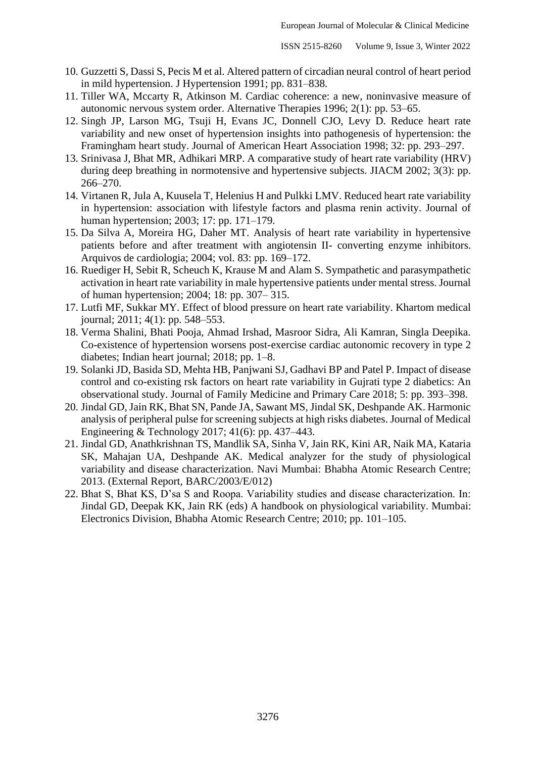10. Guzzetti S, Dassi S, Pecis M et al. Altered pattern of circadian neural control of heart period in mild hypertension. J Hypertension 1991; pp. 831–838.
11. Tiller WA, Mccarty R, Atkinson M. Cardiac coherence: a new, noninvasive measure of autonomic nervous system order. Alternative Therapies 1996; 2(1): pp. 53–65.
12. Singh JP, Larson MG, Tsuji H, Evans JC, Donnell CJO, Levy D. Reduce heart rate variability and new onset of hypertension insights into pathogenesis of hypertension: the Framingham heart study. Journal of American Heart Association 1998; 32: pp. 293–297.
13. Srinivasa J, Bhat MR, Adhikari MRP. A comparative study of heart rate variability (HRV) during deep breathing in normotensive and hypertensive subjects. JIACM 2002; 3(3): pp. 266–270.
14. Virtanen R, Jula A, Kuusela T, Helenius H and Pulkki LMV. Reduced heart rate variability in hypertension: association with lifestyle factors and plasma renin activity. Journal of human hypertension; 2003; 17: pp. 171–179.
15. Da Silva A, Moreira HG, Daher MT. Analysis of heart rate variability in hypertensive patients before and after treatment with angiotensin II- converting enzyme inhibitors. Arquivos de cardiologia; 2004; vol. 83: pp. 169–172.
16. Ruediger H, Sebit R, Scheuch K, Krause M and Alam S. Sympathetic and parasympathetic activation in heart rate variability in male hypertensive patients under mental stress. Journal of human hypertension; 2004; 18: pp. 307– 315.
17. Lutfi MF, Sukkar MY. Effect of blood pressure on heart rate variability. Khartom medical journal; 2011; 4(1): pp. 548–553.
18. Verma Shalini, Bhati Pooja, Ahmad Irshad, Masroor Sidra, Ali Kamran, Singla Deepika. Co-existence of hypertension worsens post-exercise cardiac autonomic recovery in type 2 diabetes; Indian heart journal; 2018; pp. 1–8.
19. Solanki JD, Basida SD, Mehta HB, Panjwani SJ, Gadhavi BP and Patel P. Impact of disease control and co-existing rsk factors on heart rate variability in Gujrati type 2 diabetics: An observational study. Journal of Family Medicine and Primary Care 2018; 5: pp. 393–398.
20. Jindal GD, Jain RK, Bhat SN, Pande JA, Sawant MS, Jindal SK, Deshpande AK. Harmonic analysis of peripheral pulse for screening subjects at high risks diabetes. Journal of Medical Engineering & Technology 2017; 41(6): pp. 437–443.
21. Jindal GD, Anathkrishnan TS, Mandlik SA, Sinha V, Jain RK, Kini AR, Naik MA, Kataria SK, Mahajan UA, Deshpande AK. Medical analyzer for the study of physiological variability and disease characterization. Navi Mumbai: Bhabha Atomic Research Centre; 2013. (External Report, BARC/2003/E/012)
22. Bhat S, Bhat KS, D'sa S and Roopa. Variability studies and disease characterization. In: Jindal GD, Deepak KK, Jain RK (eds) A handbook on physiological variability. Mumbai: Electronics Division, Bhabha Atomic Research Centre; 2010; pp. 101–105.